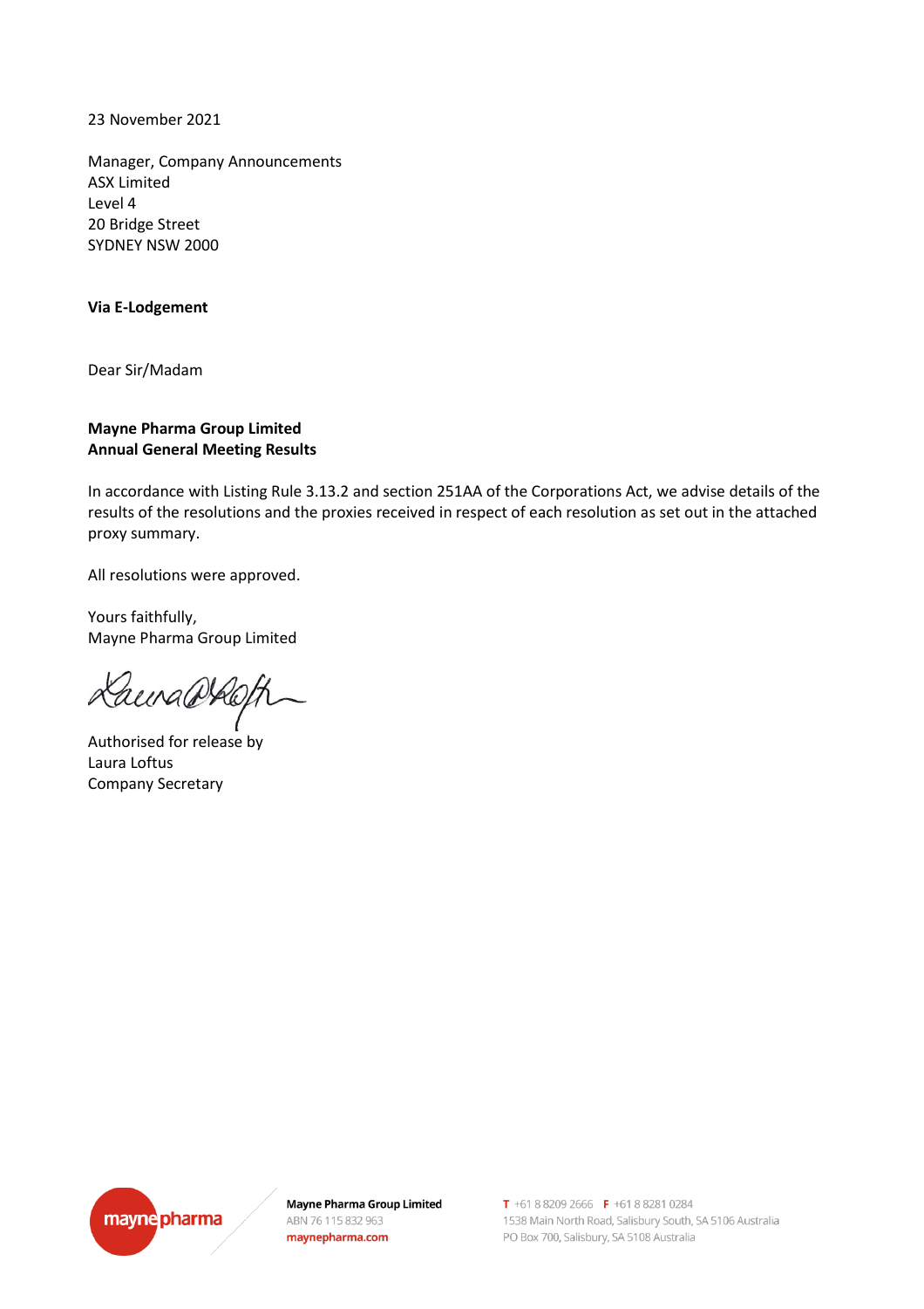23 November 2021

Manager, Company Announcements
ASX Limited
Level 4
20 Bridge Street
SYDNEY NSW 2000

**Via E-Lodgement**

Dear Sir/Madam

**Mayne Pharma Group Limited**
**Annual General Meeting Results**

In accordance with Listing Rule 3.13.2 and section 251AA of the Corporations Act, we advise details of the results of the resolutions and the proxies received in respect of each resolution as set out in the attached proxy summary.

All resolutions were approved.

Yours faithfully,
Mayne Pharma Group Limited

Authorised for release by
Laura Loftus
Company Secretary

**Mayne Pharma Group Limited**
ABN 76 115 832 963
maynepharma.com

T +61 8 8209 2666 F +61 8 8281 0284
1538 Main North Road, Salisbury South, SA 5106 Australia
PO Box 700, Salisbury, SA 5108 Australia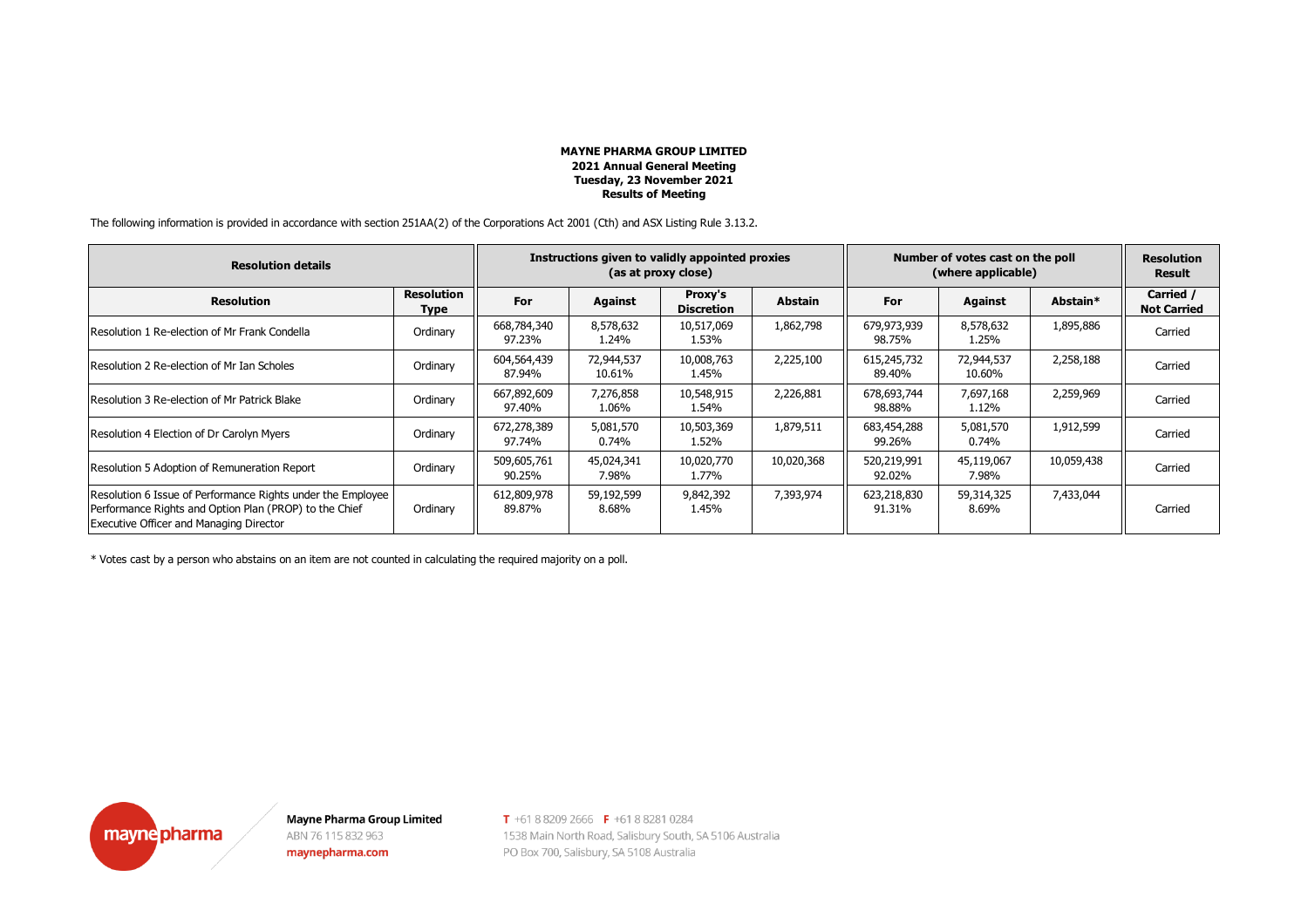**MAYNE PHARMA GROUP LIMITED**
**2021 Annual General Meeting**
**Tuesday, 23 November 2021**
**Results of Meeting**

The following information is provided in accordance with section 251AA(2) of the Corporations Act 2001 (Cth) and ASX Listing Rule 3.13.2.

| Resolution details | | Instructions given to validly appointed proxies (as at proxy close) | | | | Number of votes cast on the poll (where applicable) | | | Resolution Result |
|---|---|---|---|---|---|---|---|---|---|
| **Resolution** | **Resolution Type** | **For** | **Against** | **Proxy's Discretion** | **Abstain** | **For** | **Against** | **Abstain*** | **Carried / Not Carried** |
| Resolution 1 Re-election of Mr Frank Condella | Ordinary | 668,784,340 97.23% | 8,578,632 1.24% | 10,517,069 1.53% | 1,862,798 | 679,973,939 98.75% | 8,578,632 1.25% | 1,895,886 | Carried |
| Resolution 2 Re-election of Mr Ian Scholes | Ordinary | 604,564,439 87.94% | 72,944,537 10.61% | 10,008,763 1.45% | 2,225,100 | 615,245,732 89.40% | 72,944,537 10.60% | 2,258,188 | Carried |
| Resolution 3 Re-election of Mr Patrick Blake | Ordinary | 667,892,609 97.40% | 7,276,858 1.06% | 10,548,915 1.54% | 2,226,881 | 678,693,744 98.88% | 7,697,168 1.12% | 2,259,969 | Carried |
| Resolution 4 Election of Dr Carolyn Myers | Ordinary | 672,278,389 97.74% | 5,081,570 0.74% | 10,503,369 1.52% | 1,879,511 | 683,454,288 99.26% | 5,081,570 0.74% | 1,912,599 | Carried |
| Resolution 5 Adoption of Remuneration Report | Ordinary | 509,605,761 90.25% | 45,024,341 7.98% | 10,020,770 1.77% | 10,020,368 | 520,219,991 92.02% | 45,119,067 7.98% | 10,059,438 | Carried |
| Resolution 6 Issue of Performance Rights under the Employee Performance Rights and Option Plan (PROP) to the Chief Executive Officer and Managing Director | Ordinary | 612,809,978 89.87% | 59,192,599 8.68% | 9,842,392 1.45% | 7,393,974 | 623,218,830 91.31% | 59,314,325 8.69% | 7,433,044 | Carried |

\* Votes cast by a person who abstains on an item are not counted in calculating the required majority on a poll.

**Mayne Pharma Group Limited**
ABN 76 115 832 963
maynepharma.com

T +61 8 8209 2666 F +61 8 8281 0284
1538 Main North Road, Salisbury South, SA 5106 Australia
PO Box 700, Salisbury, SA 5108 Australia